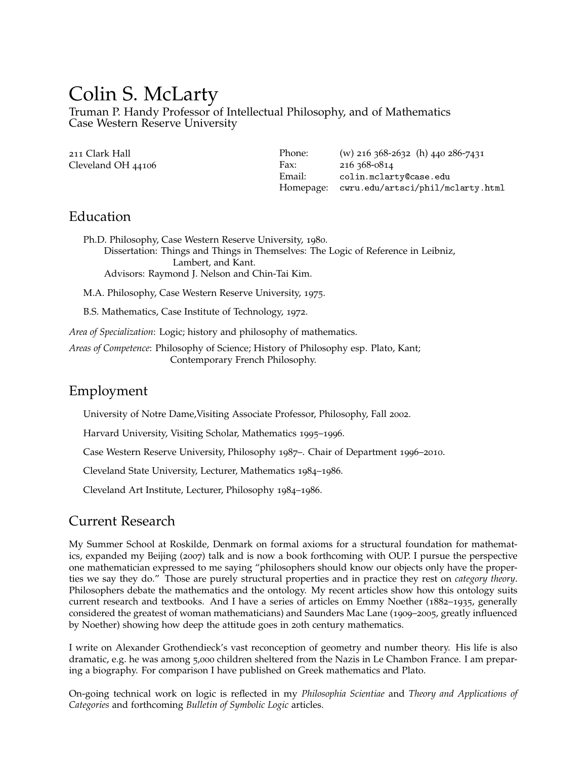# Colin S. McLarty

Truman P. Handy Professor of Intellectual Philosophy, and of Mathematics
Case Western Reserve University

211 Clark Hall
Cleveland OH 44106

Phone: (w) 216 368-2632 (h) 440 286-7431
Fax: 216 368-0814
Email: `colin.mclarty@case.edu`
Homepage: `cwru.edu/artsci/phil/mclarty.html`

## Education

Ph.D. Philosophy, Case Western Reserve University, 1980.
Dissertation: Things and Things in Themselves: The Logic of Reference in Leibniz, Lambert, and Kant.
Advisors: Raymond J. Nelson and Chin-Tai Kim.

M.A. Philosophy, Case Western Reserve University, 1975.

B.S. Mathematics, Case Institute of Technology, 1972.

*Area of Specialization*: Logic; history and philosophy of mathematics.

*Areas of Competence*: Philosophy of Science; History of Philosophy esp. Plato, Kant; Contemporary French Philosophy.

## Employment

University of Notre Dame,Visiting Associate Professor, Philosophy, Fall 2002.

Harvard University, Visiting Scholar, Mathematics 1995–1996.

Case Western Reserve University, Philosophy 1987–. Chair of Department 1996–2010.

Cleveland State University, Lecturer, Mathematics 1984–1986.

Cleveland Art Institute, Lecturer, Philosophy 1984–1986.

## Current Research

My Summer School at Roskilde, Denmark on formal axioms for a structural foundation for mathematics, expanded my Beijing (2007) talk and is now a book forthcoming with OUP. I pursue the perspective one mathematician expressed to me saying "philosophers should know our objects only have the properties we say they do." Those are purely structural properties and in practice they rest on *category theory*. Philosophers debate the mathematics and the ontology. My recent articles show how this ontology suits current research and textbooks. And I have a series of articles on Emmy Noether (1882–1935, generally considered the greatest of woman mathematicians) and Saunders Mac Lane (1909–2005, greatly influenced by Noether) showing how deep the attitude goes in 20th century mathematics.

I write on Alexander Grothendieck's vast reconception of geometry and number theory. His life is also dramatic, e.g. he was among 5,000 children sheltered from the Nazis in Le Chambon France. I am preparing a biography. For comparison I have published on Greek mathematics and Plato.

On-going technical work on logic is reflected in my *Philosophia Scientiae* and *Theory and Applications of Categories* and forthcoming *Bulletin of Symbolic Logic* articles.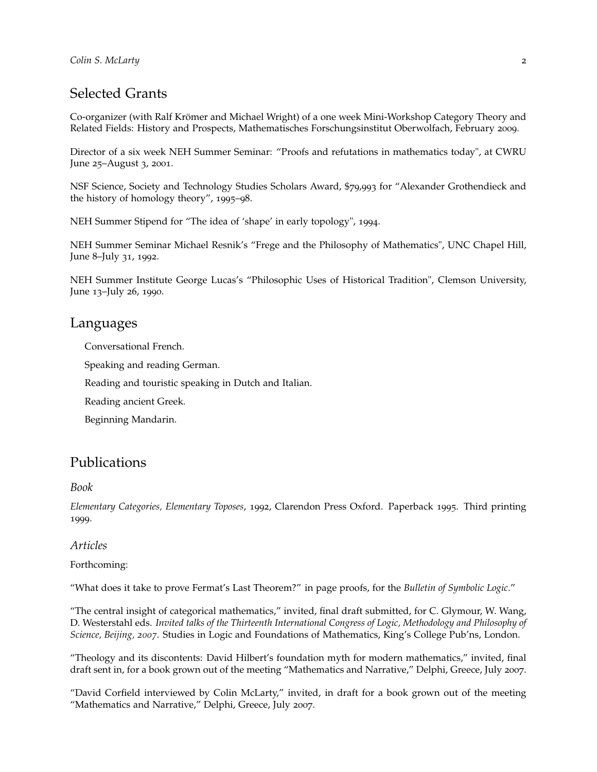## Selected Grants

Co-organizer (with Ralf Krömer and Michael Wright) of a one week Mini-Workshop Category Theory and Related Fields: History and Prospects, Mathematisches Forschungsinstitut Oberwolfach, February 2009.

Director of a six week NEH Summer Seminar: "Proofs and refutations in mathematics today", at CWRU June 25–August 3, 2001.

NSF Science, Society and Technology Studies Scholars Award, $79,993 for "Alexander Grothendieck and the history of homology theory", 1995–98.

NEH Summer Stipend for "The idea of 'shape' in early topology", 1994.

NEH Summer Seminar Michael Resnik's "Frege and the Philosophy of Mathematics", UNC Chapel Hill, June 8–July 31, 1992.

NEH Summer Institute George Lucas's "Philosophic Uses of Historical Tradition", Clemson University, June 13–July 26, 1990.

## Languages

Conversational French.

Speaking and reading German.

Reading and touristic speaking in Dutch and Italian.

Reading ancient Greek.

Beginning Mandarin.

## Publications

### *Book*

*Elementary Categories, Elementary Toposes*, 1992, Clarendon Press Oxford. Paperback 1995. Third printing 1999.

### *Articles*

Forthcoming:

"What does it take to prove Fermat's Last Theorem?" in page proofs, for the *Bulletin of Symbolic Logic*."

"The central insight of categorical mathematics," invited, final draft submitted, for C. Glymour, W. Wang, D. Westerstahl eds. *Invited talks of the Thirteenth International Congress of Logic, Methodology and Philosophy of Science, Beijing, 2007*. Studies in Logic and Foundations of Mathematics, King's College Pub'ns, London.

"Theology and its discontents: David Hilbert's foundation myth for modern mathematics," invited, final draft sent in, for a book grown out of the meeting "Mathematics and Narrative," Delphi, Greece, July 2007.

"David Corfield interviewed by Colin McLarty," invited, in draft for a book grown out of the meeting "Mathematics and Narrative," Delphi, Greece, July 2007.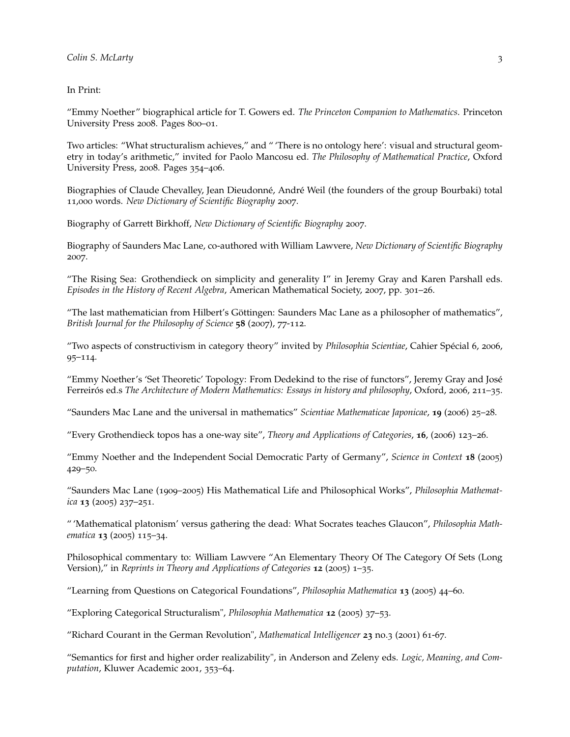In Print:

"Emmy Noether" biographical article for T. Gowers ed. *The Princeton Companion to Mathematics*. Princeton University Press 2008. Pages 800–01.

Two articles: "What structuralism achieves," and " 'There is no ontology here': visual and structural geometry in today's arithmetic," invited for Paolo Mancosu ed. *The Philosophy of Mathematical Practice*, Oxford University Press, 2008. Pages 354–406.

Biographies of Claude Chevalley, Jean Dieudonné, André Weil (the founders of the group Bourbaki) total 11,000 words. *New Dictionary of Scientific Biography* 2007.

Biography of Garrett Birkhoff, *New Dictionary of Scientific Biography* 2007.

Biography of Saunders Mac Lane, co-authored with William Lawvere, *New Dictionary of Scientific Biography* 2007.

"The Rising Sea: Grothendieck on simplicity and generality I" in Jeremy Gray and Karen Parshall eds. *Episodes in the History of Recent Algebra*, American Mathematical Society, 2007, pp. 301–26.

"The last mathematician from Hilbert's Göttingen: Saunders Mac Lane as a philosopher of mathematics", *British Journal for the Philosophy of Science* **58** (2007), 77-112.

"Two aspects of constructivism in category theory" invited by *Philosophia Scientiae*, Cahier Spécial 6, 2006, 95–114.

"Emmy Noether's 'Set Theoretic' Topology: From Dedekind to the rise of functors", Jeremy Gray and José Ferreirós ed.s *The Architecture of Modern Mathematics: Essays in history and philosophy*, Oxford, 2006, 211–35.

"Saunders Mac Lane and the universal in mathematics" *Scientiae Mathematicae Japonicae*, **19** (2006) 25–28.

"Every Grothendieck topos has a one-way site", *Theory and Applications of Categories*, **16**, (2006) 123–26.

"Emmy Noether and the Independent Social Democratic Party of Germany", *Science in Context* **18** (2005) 429–50.

"Saunders Mac Lane (1909–2005) His Mathematical Life and Philosophical Works", *Philosophia Mathematica* **13** (2005) 237–251.

" 'Mathematical platonism' versus gathering the dead: What Socrates teaches Glaucon", *Philosophia Mathematica* **13** (2005) 115–34.

Philosophical commentary to: William Lawvere "An Elementary Theory Of The Category Of Sets (Long Version)," in *Reprints in Theory and Applications of Categories* **12** (2005) 1–35.

"Learning from Questions on Categorical Foundations", *Philosophia Mathematica* **13** (2005) 44–60.

"Exploring Categorical Structuralism", *Philosophia Mathematica* **12** (2005) 37–53.

"Richard Courant in the German Revolution", *Mathematical Intelligencer* **23** no.3 (2001) 61-67.

"Semantics for first and higher order realizability", in Anderson and Zeleny eds. *Logic, Meaning, and Computation*, Kluwer Academic 2001, 353–64.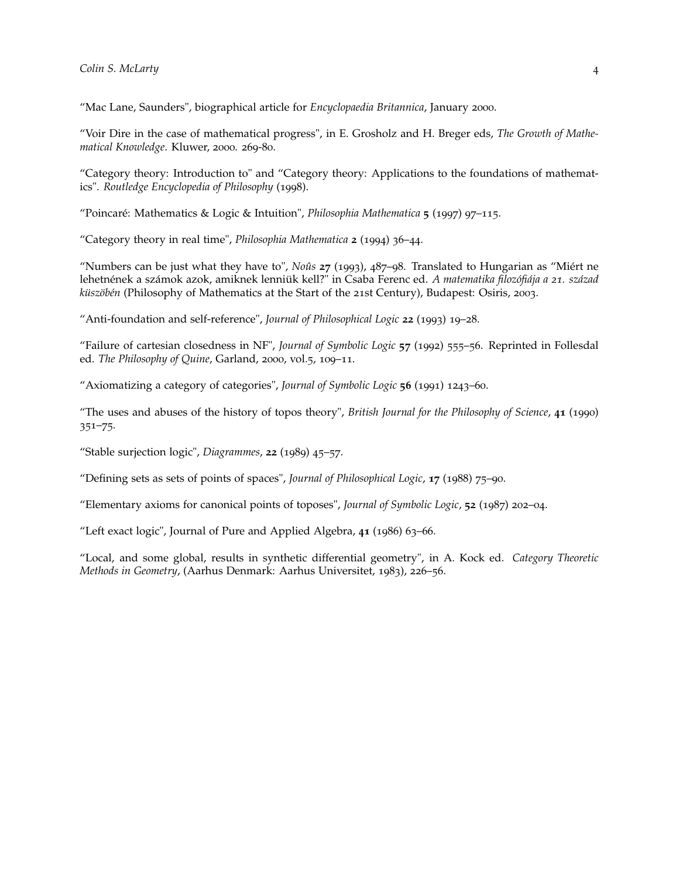"Mac Lane, Saunders", biographical article for *Encyclopaedia Britannica*, January 2000.

"Voir Dire in the case of mathematical progress", in E. Grosholz and H. Breger eds, *The Growth of Mathematical Knowledge*. Kluwer, 2000. 269-80.

"Category theory: Introduction to" and "Category theory: Applications to the foundations of mathematics". *Routledge Encyclopedia of Philosophy* (1998).

"Poincaré: Mathematics & Logic & Intuition", *Philosophia Mathematica* **5** (1997) 97–115.

"Category theory in real time", *Philosophia Mathematica* **2** (1994) 36–44.

"Numbers can be just what they have to", *Noûs* **27** (1993), 487–98. Translated to Hungarian as "Miért ne lehetnének a számok azok, amiknek lenniük kell?" in Csaba Ferenc ed. *A matematika filozófiája a 21. század küszöbén* (Philosophy of Mathematics at the Start of the 21st Century), Budapest: Osiris, 2003.

"Anti-foundation and self-reference", *Journal of Philosophical Logic* **22** (1993) 19–28.

"Failure of cartesian closedness in NF", *Journal of Symbolic Logic* **57** (1992) 555–56. Reprinted in Follesdal ed. *The Philosophy of Quine*, Garland, 2000, vol.5, 109–11.

"Axiomatizing a category of categories", *Journal of Symbolic Logic* **56** (1991) 1243–60.

"The uses and abuses of the history of topos theory", *British Journal for the Philosophy of Science*, **41** (1990) 351–75.

"Stable surjection logic", *Diagrammes*, **22** (1989) 45–57.

"Defining sets as sets of points of spaces", *Journal of Philosophical Logic*, **17** (1988) 75–90.

"Elementary axioms for canonical points of toposes", *Journal of Symbolic Logic*, **52** (1987) 202–04.

"Left exact logic", Journal of Pure and Applied Algebra, **41** (1986) 63–66.

"Local, and some global, results in synthetic differential geometry", in A. Kock ed. *Category Theoretic Methods in Geometry*, (Aarhus Denmark: Aarhus Universitet, 1983), 226–56.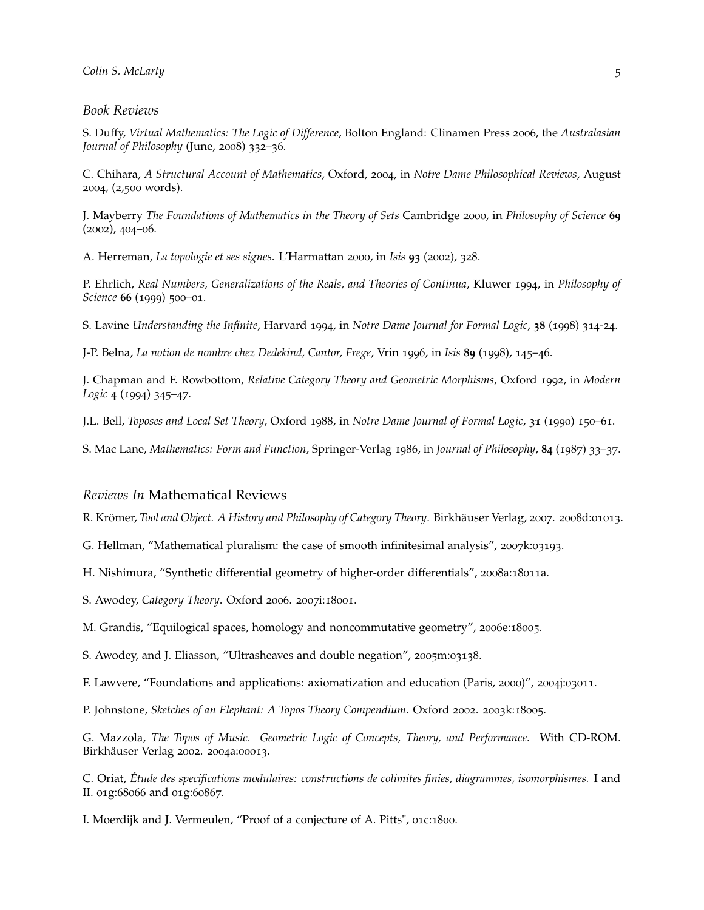### *Book Reviews*

S. Duffy, *Virtual Mathematics: The Logic of Difference*, Bolton England: Clinamen Press 2006, the *Australasian Journal of Philosophy* (June, 2008) 332–36.

C. Chihara, *A Structural Account of Mathematics*, Oxford, 2004, in *Notre Dame Philosophical Reviews*, August 2004, (2,500 words).

J. Mayberry *The Foundations of Mathematics in the Theory of Sets* Cambridge 2000, in *Philosophy of Science* **69** (2002), 404–06.

A. Herreman, *La topologie et ses signes*. L'Harmattan 2000, in *Isis* **93** (2002), 328.

P. Ehrlich, *Real Numbers, Generalizations of the Reals, and Theories of Continua*, Kluwer 1994, in *Philosophy of Science* **66** (1999) 500–01.

S. Lavine *Understanding the Infinite*, Harvard 1994, in *Notre Dame Journal for Formal Logic*, **38** (1998) 314-24.

J-P. Belna, *La notion de nombre chez Dedekind, Cantor, Frege*, Vrin 1996, in *Isis* **89** (1998), 145–46.

J. Chapman and F. Rowbottom, *Relative Category Theory and Geometric Morphisms*, Oxford 1992, in *Modern Logic* **4** (1994) 345–47.

J.L. Bell, *Toposes and Local Set Theory*, Oxford 1988, in *Notre Dame Journal of Formal Logic*, **31** (1990) 150–61.

S. Mac Lane, *Mathematics: Form and Function*, Springer-Verlag 1986, in *Journal of Philosophy*, **84** (1987) 33–37.

### *Reviews In* Mathematical Reviews

R. Krömer, *Tool and Object. A History and Philosophy of Category Theory*. Birkhäuser Verlag, 2007. 2008d:01013.

G. Hellman, "Mathematical pluralism: the case of smooth infinitesimal analysis", 2007k:03193.

H. Nishimura, "Synthetic differential geometry of higher-order differentials", 2008a:18011a.

S. Awodey, *Category Theory*. Oxford 2006. 2007i:18001.

M. Grandis, "Equilogical spaces, homology and noncommutative geometry", 2006e:18005.

S. Awodey, and J. Eliasson, "Ultrasheaves and double negation", 2005m:03138.

F. Lawvere, "Foundations and applications: axiomatization and education (Paris, 2000)", 2004j:03011.

P. Johnstone, *Sketches of an Elephant: A Topos Theory Compendium*. Oxford 2002. 2003k:18005.

G. Mazzola, *The Topos of Music. Geometric Logic of Concepts, Theory, and Performance*. With CD-ROM. Birkhäuser Verlag 2002. 2004a:00013.

C. Oriat, *Étude des specifications modulaires: constructions de colimites finies, diagrammes, isomorphismes.* I and II. 01g:68066 and 01g:60867.

I. Moerdijk and J. Vermeulen, "Proof of a conjecture of A. Pitts", 01c:1800.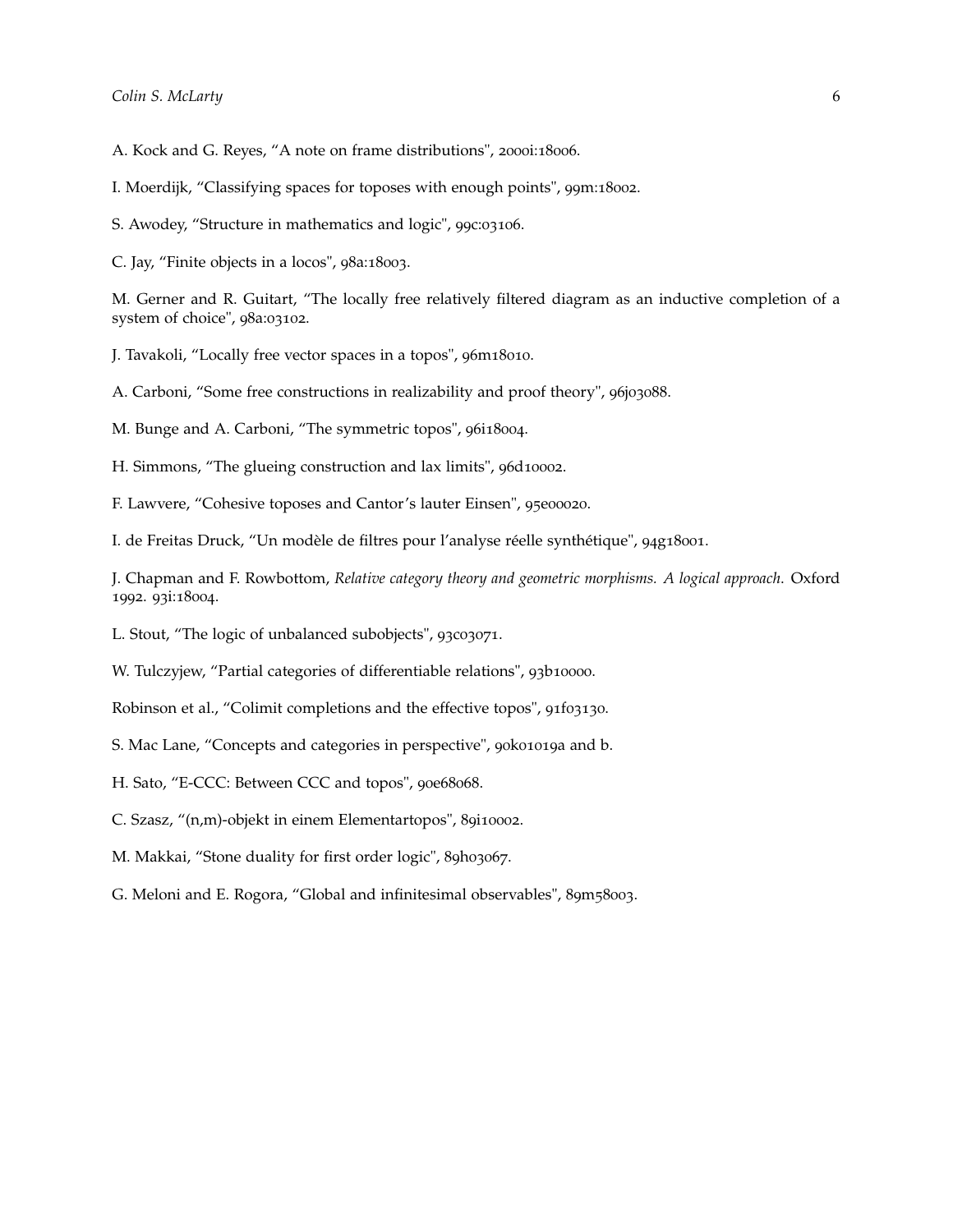A. Kock and G. Reyes, “A note on frame distributions", 2000i:18006.

I. Moerdijk, “Classifying spaces for toposes with enough points", 99m:18002.

S. Awodey, “Structure in mathematics and logic", 99c:03106.

C. Jay, “Finite objects in a locos", 98a:18003.

M. Gerner and R. Guitart, “The locally free relatively filtered diagram as an inductive completion of a system of choice", 98a:03102.

J. Tavakoli, “Locally free vector spaces in a topos", 96m18010.

A. Carboni, “Some free constructions in realizability and proof theory", 96j03088.

M. Bunge and A. Carboni, “The symmetric topos", 96i18004.

H. Simmons, “The glueing construction and lax limits", 96d10002.

F. Lawvere, “Cohesive toposes and Cantor’s lauter Einsen", 95e00020.

I. de Freitas Druck, “Un modèle de filtres pour l’analyse réelle synthétique", 94g18001.

J. Chapman and F. Rowbottom, *Relative category theory and geometric morphisms. A logical approach.* Oxford 1992. 93i:18004.

L. Stout, “The logic of unbalanced subobjects", 93c03071.

W. Tulczyjew, “Partial categories of differentiable relations", 93b10000.

Robinson et al., “Colimit completions and the effective topos", 91f03130.

S. Mac Lane, “Concepts and categories in perspective", 90k01019a and b.

H. Sato, “E-CCC: Between CCC and topos", 90e68068.

C. Szasz, “(n,m)-objekt in einem Elementartopos", 89i10002.

M. Makkai, “Stone duality for first order logic", 89h03067.

G. Meloni and E. Rogora, “Global and infinitesimal observables", 89m58003.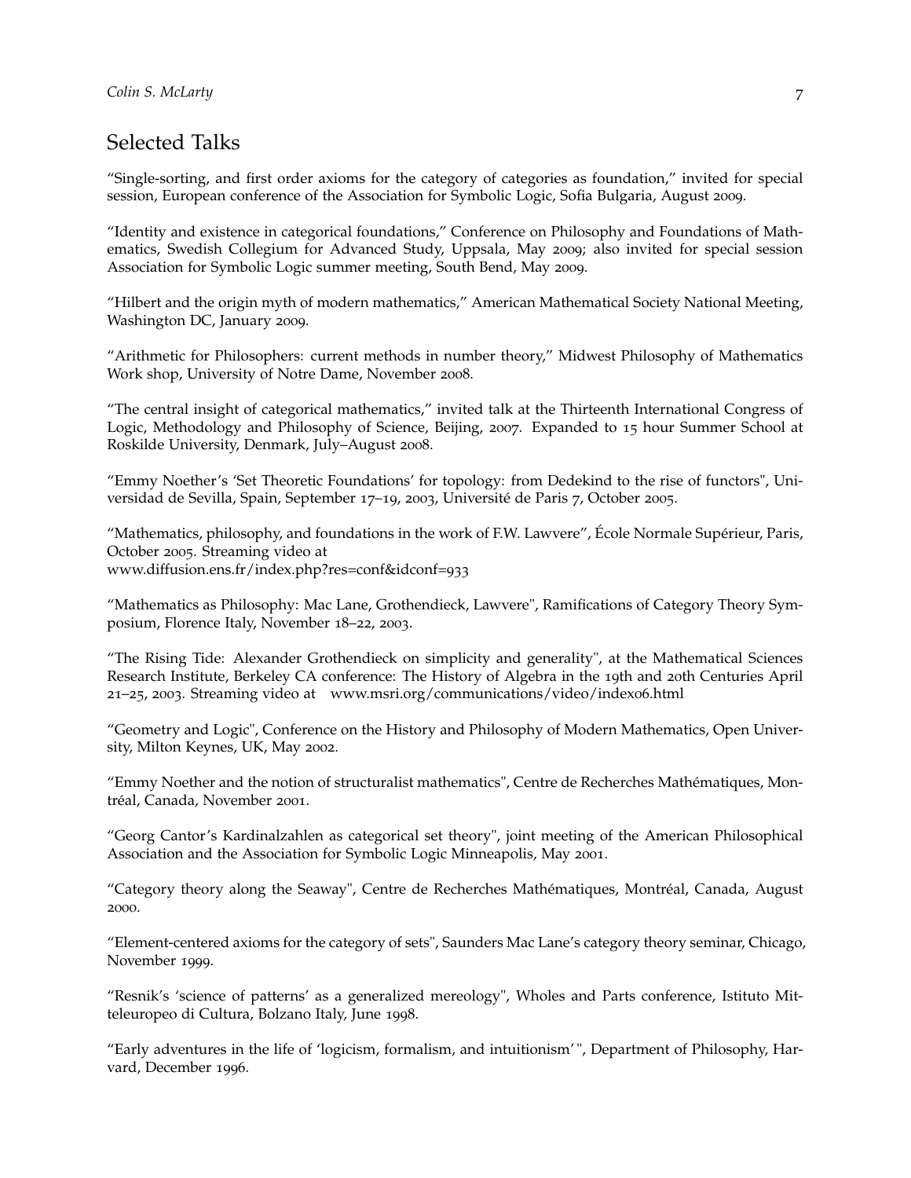## Selected Talks

"Single-sorting, and first order axioms for the category of categories as foundation," invited for special session, European conference of the Association for Symbolic Logic, Sofia Bulgaria, August 2009.

"Identity and existence in categorical foundations," Conference on Philosophy and Foundations of Mathematics, Swedish Collegium for Advanced Study, Uppsala, May 2009; also invited for special session Association for Symbolic Logic summer meeting, South Bend, May 2009.

"Hilbert and the origin myth of modern mathematics," American Mathematical Society National Meeting, Washington DC, January 2009.

"Arithmetic for Philosophers: current methods in number theory," Midwest Philosophy of Mathematics Work shop, University of Notre Dame, November 2008.

"The central insight of categorical mathematics," invited talk at the Thirteenth International Congress of Logic, Methodology and Philosophy of Science, Beijing, 2007. Expanded to 15 hour Summer School at Roskilde University, Denmark, July–August 2008.

"Emmy Noether's 'Set Theoretic Foundations' for topology: from Dedekind to the rise of functors", Universidad de Sevilla, Spain, September 17–19, 2003, Université de Paris 7, October 2005.

"Mathematics, philosophy, and foundations in the work of F.W. Lawvere", École Normale Supérieur, Paris, October 2005. Streaming video at
www.diffusion.ens.fr/index.php?res=conf&idconf=933

"Mathematics as Philosophy: Mac Lane, Grothendieck, Lawvere", Ramifications of Category Theory Symposium, Florence Italy, November 18–22, 2003.

"The Rising Tide: Alexander Grothendieck on simplicity and generality", at the Mathematical Sciences Research Institute, Berkeley CA conference: The History of Algebra in the 19th and 20th Centuries April 21–25, 2003. Streaming video at www.msri.org/communications/video/index06.html

"Geometry and Logic", Conference on the History and Philosophy of Modern Mathematics, Open University, Milton Keynes, UK, May 2002.

"Emmy Noether and the notion of structuralist mathematics", Centre de Recherches Mathématiques, Montréal, Canada, November 2001.

"Georg Cantor's Kardinalzahlen as categorical set theory", joint meeting of the American Philosophical Association and the Association for Symbolic Logic Minneapolis, May 2001.

"Category theory along the Seaway", Centre de Recherches Mathématiques, Montréal, Canada, August 2000.

"Element-centered axioms for the category of sets", Saunders Mac Lane's category theory seminar, Chicago, November 1999.

"Resnik's 'science of patterns' as a generalized mereology", Wholes and Parts conference, Istituto Mitteleuropeo di Cultura, Bolzano Italy, June 1998.

"Early adventures in the life of 'logicism, formalism, and intuitionism'", Department of Philosophy, Harvard, December 1996.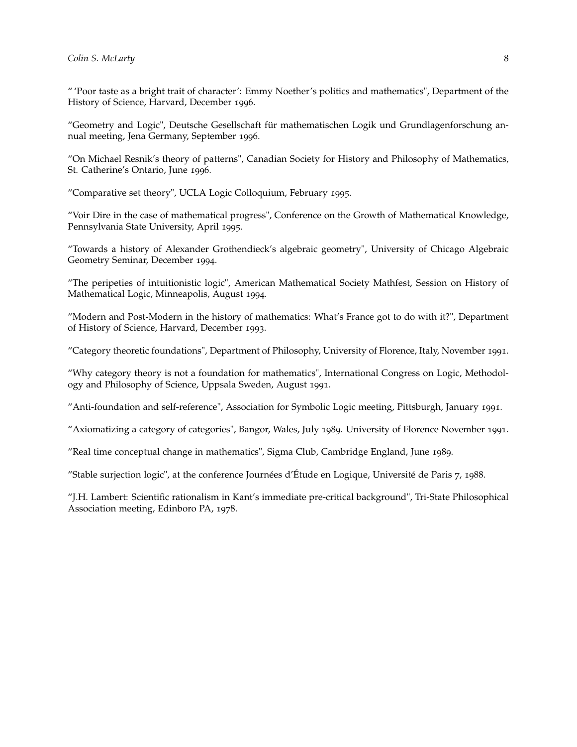“ ‘Poor taste as a bright trait of character’: Emmy Noether’s politics and mathematics", Department of the History of Science, Harvard, December 1996.

“Geometry and Logic", Deutsche Gesellschaft für mathematischen Logik und Grundlagenforschung annual meeting, Jena Germany, September 1996.

“On Michael Resnik’s theory of patterns", Canadian Society for History and Philosophy of Mathematics, St. Catherine’s Ontario, June 1996.

“Comparative set theory", UCLA Logic Colloquium, February 1995.

“Voir Dire in the case of mathematical progress", Conference on the Growth of Mathematical Knowledge, Pennsylvania State University, April 1995.

“Towards a history of Alexander Grothendieck’s algebraic geometry", University of Chicago Algebraic Geometry Seminar, December 1994.

“The peripeties of intuitionistic logic", American Mathematical Society Mathfest, Session on History of Mathematical Logic, Minneapolis, August 1994.

“Modern and Post-Modern in the history of mathematics: What’s France got to do with it?", Department of History of Science, Harvard, December 1993.

“Category theoretic foundations", Department of Philosophy, University of Florence, Italy, November 1991.

“Why category theory is not a foundation for mathematics", International Congress on Logic, Methodology and Philosophy of Science, Uppsala Sweden, August 1991.

“Anti-foundation and self-reference", Association for Symbolic Logic meeting, Pittsburgh, January 1991.

“Axiomatizing a category of categories", Bangor, Wales, July 1989. University of Florence November 1991.

“Real time conceptual change in mathematics", Sigma Club, Cambridge England, June 1989.

“Stable surjection logic", at the conference Journées d’Étude en Logique, Université de Paris 7, 1988.

“J.H. Lambert: Scientific rationalism in Kant’s immediate pre-critical background", Tri-State Philosophical Association meeting, Edinboro PA, 1978.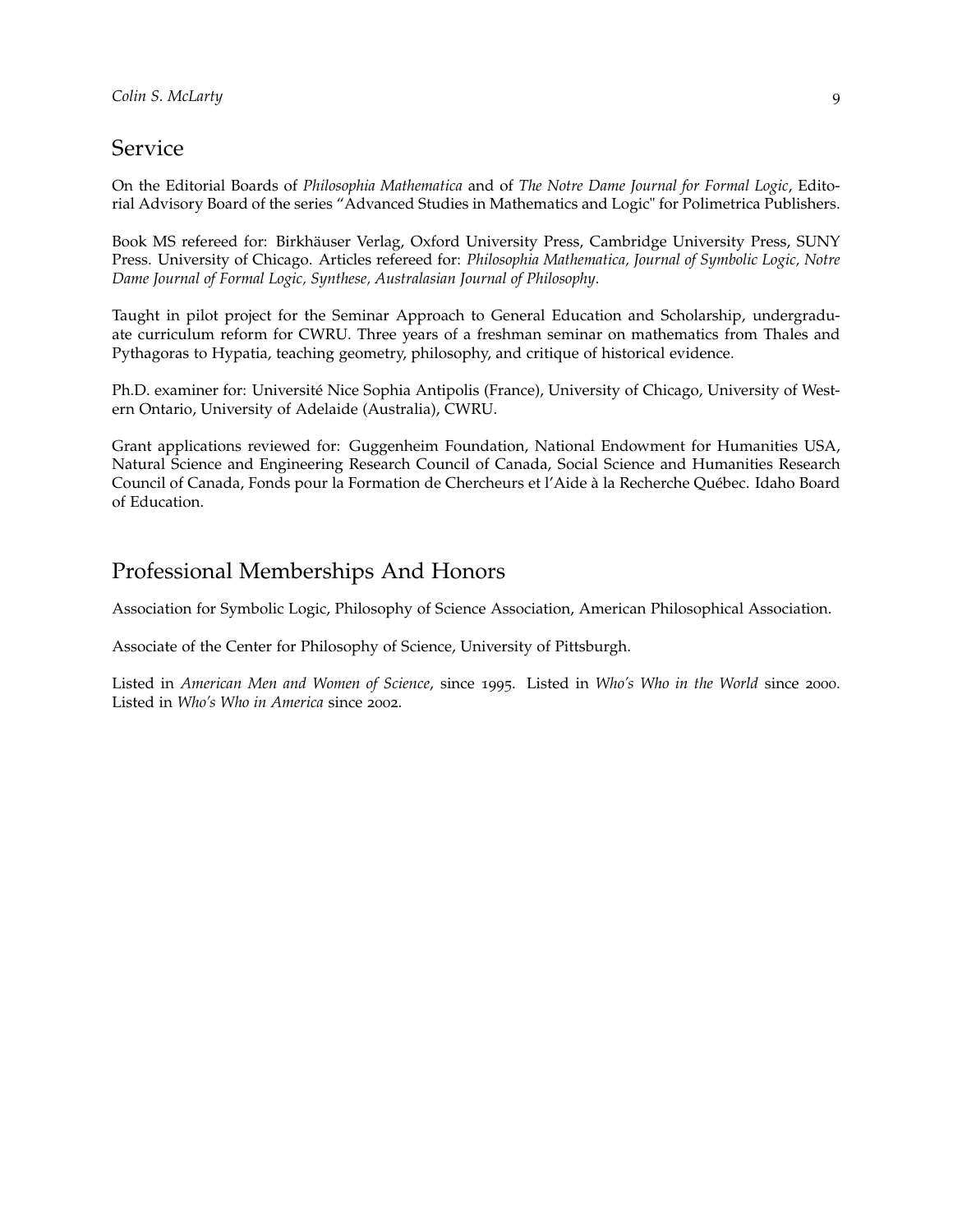## Service

On the Editorial Boards of *Philosophia Mathematica* and of *The Notre Dame Journal for Formal Logic*, Editorial Advisory Board of the series "Advanced Studies in Mathematics and Logic" for Polimetrica Publishers.

Book MS refereed for: Birkhäuser Verlag, Oxford University Press, Cambridge University Press, SUNY Press. University of Chicago. Articles refereed for: *Philosophia Mathematica, Journal of Symbolic Logic, Notre Dame Journal of Formal Logic, Synthese, Australasian Journal of Philosophy*.

Taught in pilot project for the Seminar Approach to General Education and Scholarship, undergraduate curriculum reform for CWRU. Three years of a freshman seminar on mathematics from Thales and Pythagoras to Hypatia, teaching geometry, philosophy, and critique of historical evidence.

Ph.D. examiner for: Université Nice Sophia Antipolis (France), University of Chicago, University of Western Ontario, University of Adelaide (Australia), CWRU.

Grant applications reviewed for: Guggenheim Foundation, National Endowment for Humanities USA, Natural Science and Engineering Research Council of Canada, Social Science and Humanities Research Council of Canada, Fonds pour la Formation de Chercheurs et l'Aide à la Recherche Québec. Idaho Board of Education.

## Professional Memberships And Honors

Association for Symbolic Logic, Philosophy of Science Association, American Philosophical Association.

Associate of the Center for Philosophy of Science, University of Pittsburgh.

Listed in *American Men and Women of Science*, since 1995. Listed in *Who's Who in the World* since 2000. Listed in *Who's Who in America* since 2002.